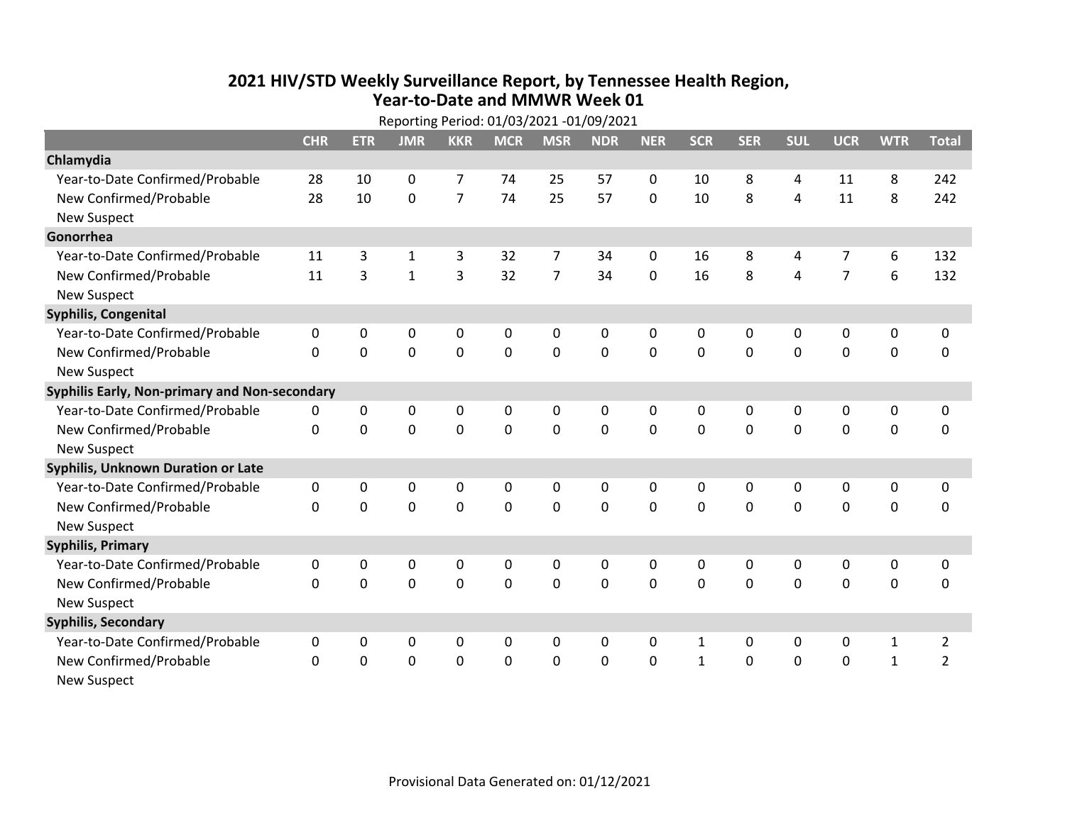# 2021 HIV/STD Weekly Surveillance Report, by Tennessee Health Region, Year-to-Date and MMWR Week 01

Reporting Period: 01/03/2021 -01/09/2021

| | CHR | ETR | JMR | KKR | MCR | MSR | NDR | NER | SCR | SER | SUL | UCR | WTR | Total |
|---|---|---|---|---|---|---|---|---|---|---|---|---|---|---|
| **Chlamydia** | | | | | | | | | | | | | | |
| Year-to-Date Confirmed/Probable | 28 | 10 | 0 | 7 | 74 | 25 | 57 | 0 | 10 | 8 | 4 | 11 | 8 | 242 |
| New Confirmed/Probable | 28 | 10 | 0 | 7 | 74 | 25 | 57 | 0 | 10 | 8 | 4 | 11 | 8 | 242 |
| New Suspect | | | | | | | | | | | | | | |
| **Gonorrhea** | | | | | | | | | | | | | | |
| Year-to-Date Confirmed/Probable | 11 | 3 | 1 | 3 | 32 | 7 | 34 | 0 | 16 | 8 | 4 | 7 | 6 | 132 |
| New Confirmed/Probable | 11 | 3 | 1 | 3 | 32 | 7 | 34 | 0 | 16 | 8 | 4 | 7 | 6 | 132 |
| New Suspect | | | | | | | | | | | | | | |
| **Syphilis, Congenital** | | | | | | | | | | | | | | |
| Year-to-Date Confirmed/Probable | 0 | 0 | 0 | 0 | 0 | 0 | 0 | 0 | 0 | 0 | 0 | 0 | 0 | 0 |
| New Confirmed/Probable | 0 | 0 | 0 | 0 | 0 | 0 | 0 | 0 | 0 | 0 | 0 | 0 | 0 | 0 |
| New Suspect | | | | | | | | | | | | | | |
| **Syphilis Early, Non-primary and Non-secondary** | | | | | | | | | | | | | | |
| Year-to-Date Confirmed/Probable | 0 | 0 | 0 | 0 | 0 | 0 | 0 | 0 | 0 | 0 | 0 | 0 | 0 | 0 |
| New Confirmed/Probable | 0 | 0 | 0 | 0 | 0 | 0 | 0 | 0 | 0 | 0 | 0 | 0 | 0 | 0 |
| New Suspect | | | | | | | | | | | | | | |
| **Syphilis, Unknown Duration or Late** | | | | | | | | | | | | | | |
| Year-to-Date Confirmed/Probable | 0 | 0 | 0 | 0 | 0 | 0 | 0 | 0 | 0 | 0 | 0 | 0 | 0 | 0 |
| New Confirmed/Probable | 0 | 0 | 0 | 0 | 0 | 0 | 0 | 0 | 0 | 0 | 0 | 0 | 0 | 0 |
| New Suspect | | | | | | | | | | | | | | |
| **Syphilis, Primary** | | | | | | | | | | | | | | |
| Year-to-Date Confirmed/Probable | 0 | 0 | 0 | 0 | 0 | 0 | 0 | 0 | 0 | 0 | 0 | 0 | 0 | 0 |
| New Confirmed/Probable | 0 | 0 | 0 | 0 | 0 | 0 | 0 | 0 | 0 | 0 | 0 | 0 | 0 | 0 |
| New Suspect | | | | | | | | | | | | | | |
| **Syphilis, Secondary** | | | | | | | | | | | | | | |
| Year-to-Date Confirmed/Probable | 0 | 0 | 0 | 0 | 0 | 0 | 0 | 0 | 1 | 0 | 0 | 0 | 1 | 2 |
| New Confirmed/Probable | 0 | 0 | 0 | 0 | 0 | 0 | 0 | 0 | 1 | 0 | 0 | 0 | 1 | 2 |
| New Suspect | | | | | | | | | | | | | | |

Provisional Data Generated on: 01/12/2021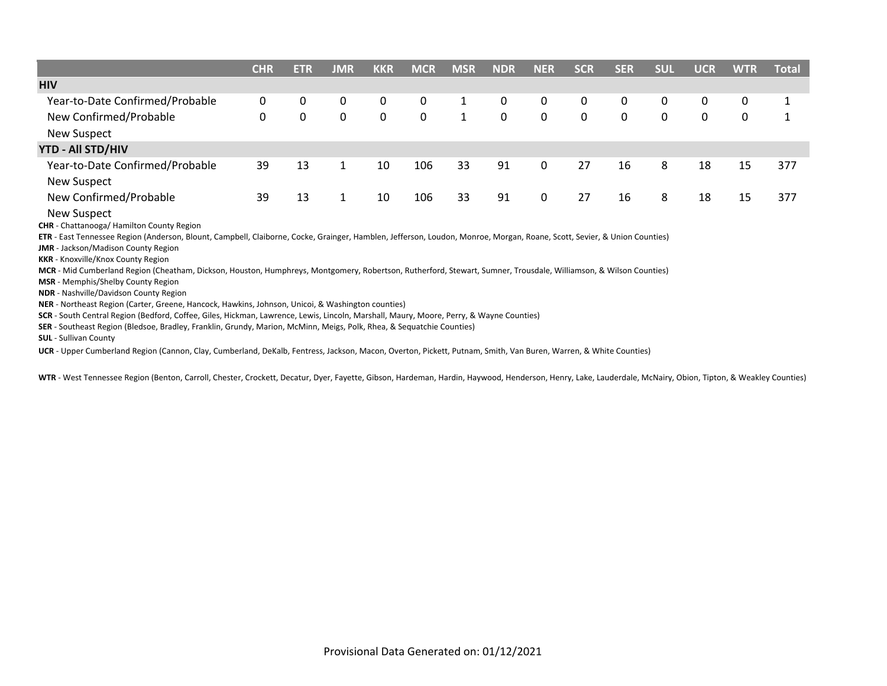| | CHR | ETR | JMR | KKR | MCR | MSR | NDR | NER | SCR | SER | SUL | UCR | WTR | Total |
|---|---|---|---|---|---|---|---|---|---|---|---|---|---|---|
| **HIV** | | | | | | | | | | | | | | |
| Year-to-Date Confirmed/Probable | 0 | 0 | 0 | 0 | 0 | 1 | 0 | 0 | 0 | 0 | 0 | 0 | 0 | 1 |
| New Confirmed/Probable | 0 | 0 | 0 | 0 | 0 | 1 | 0 | 0 | 0 | 0 | 0 | 0 | 0 | 1 |
| New Suspect | | | | | | | | | | | | | | |
| **YTD - All STD/HIV** | | | | | | | | | | | | | | |
| Year-to-Date Confirmed/Probable | 39 | 13 | 1 | 10 | 106 | 33 | 91 | 0 | 27 | 16 | 8 | 18 | 15 | 377 |
| New Suspect | | | | | | | | | | | | | | |
| New Confirmed/Probable | 39 | 13 | 1 | 10 | 106 | 33 | 91 | 0 | 27 | 16 | 8 | 18 | 15 | 377 |
| New Suspect | | | | | | | | | | | | | | |

**CHR** - Chattanooga/ Hamilton County Region

**ETR** - East Tennessee Region (Anderson, Blount, Campbell, Claiborne, Cocke, Grainger, Hamblen, Jefferson, Loudon, Monroe, Morgan, Roane, Scott, Sevier, & Union Counties)

**JMR** - Jackson/Madison County Region

**KKR** - Knoxville/Knox County Region

**MCR** - Mid Cumberland Region (Cheatham, Dickson, Houston, Humphreys, Montgomery, Robertson, Rutherford, Stewart, Sumner, Trousdale, Williamson, & Wilson Counties)

**MSR** - Memphis/Shelby County Region

**NDR** - Nashville/Davidson County Region

**NER** - Northeast Region (Carter, Greene, Hancock, Hawkins, Johnson, Unicoi, & Washington counties)

**SCR** - South Central Region (Bedford, Coffee, Giles, Hickman, Lawrence, Lewis, Lincoln, Marshall, Maury, Moore, Perry, & Wayne Counties)

**SER** - Southeast Region (Bledsoe, Bradley, Franklin, Grundy, Marion, McMinn, Meigs, Polk, Rhea, & Sequatchie Counties)

**SUL** - Sullivan County

**UCR** - Upper Cumberland Region (Cannon, Clay, Cumberland, DeKalb, Fentress, Jackson, Macon, Overton, Pickett, Putnam, Smith, Van Buren, Warren, & White Counties)

**WTR** - West Tennessee Region (Benton, Carroll, Chester, Crockett, Decatur, Dyer, Fayette, Gibson, Hardeman, Hardin, Haywood, Henderson, Henry, Lake, Lauderdale, McNairy, Obion, Tipton, & Weakley Counties)

Provisional Data Generated on: 01/12/2021